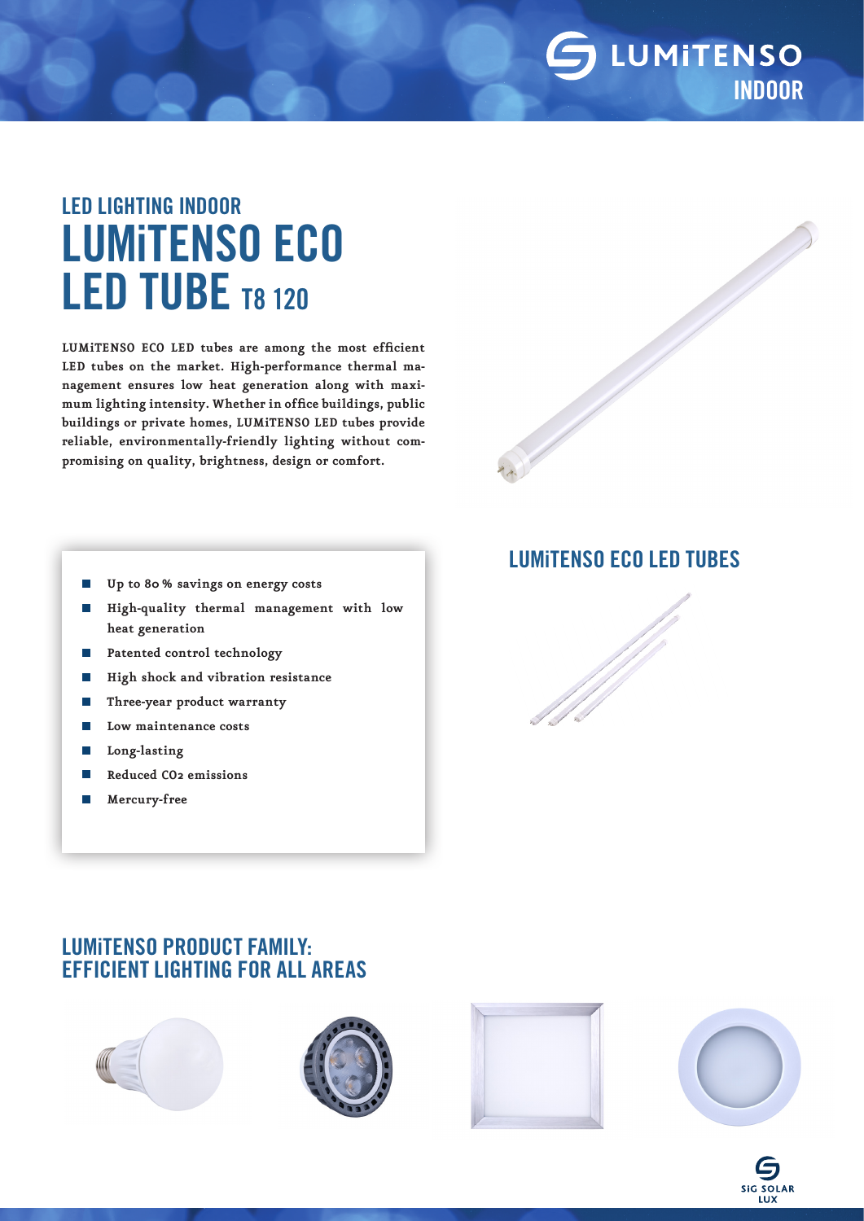LUMiTENSO INDOOR

# LED LIGHTING INDOOR
# LUMiTENSO ECO LED TUBE T8 120

**LUMiTENSO ECO LED tubes are among the most efficient LED tubes on the market. High-performance thermal management ensures low heat generation along with maximum lighting intensity. Whether in office buildings, public buildings or private homes, LUMiTENSO LED tubes provide reliable, environmentally-friendly lighting without compromising on quality, brightness, design or comfort.**

- **Up to 80 % savings on energy costs**
- **High-quality thermal management with low heat generation**
- **Patented control technology**
- **High shock and vibration resistance**
- **Three-year product warranty**
- **Low maintenance costs**
- **Long-lasting**
- **Reduced $CO_2$ emissions**
- **Mercury-free**

## LUMiTENSO ECO LED TUBES

## LUMiTENSO PRODUCT FAMILY: EFFICIENT LIGHTING FOR ALL AREAS

SiG SOLAR LUX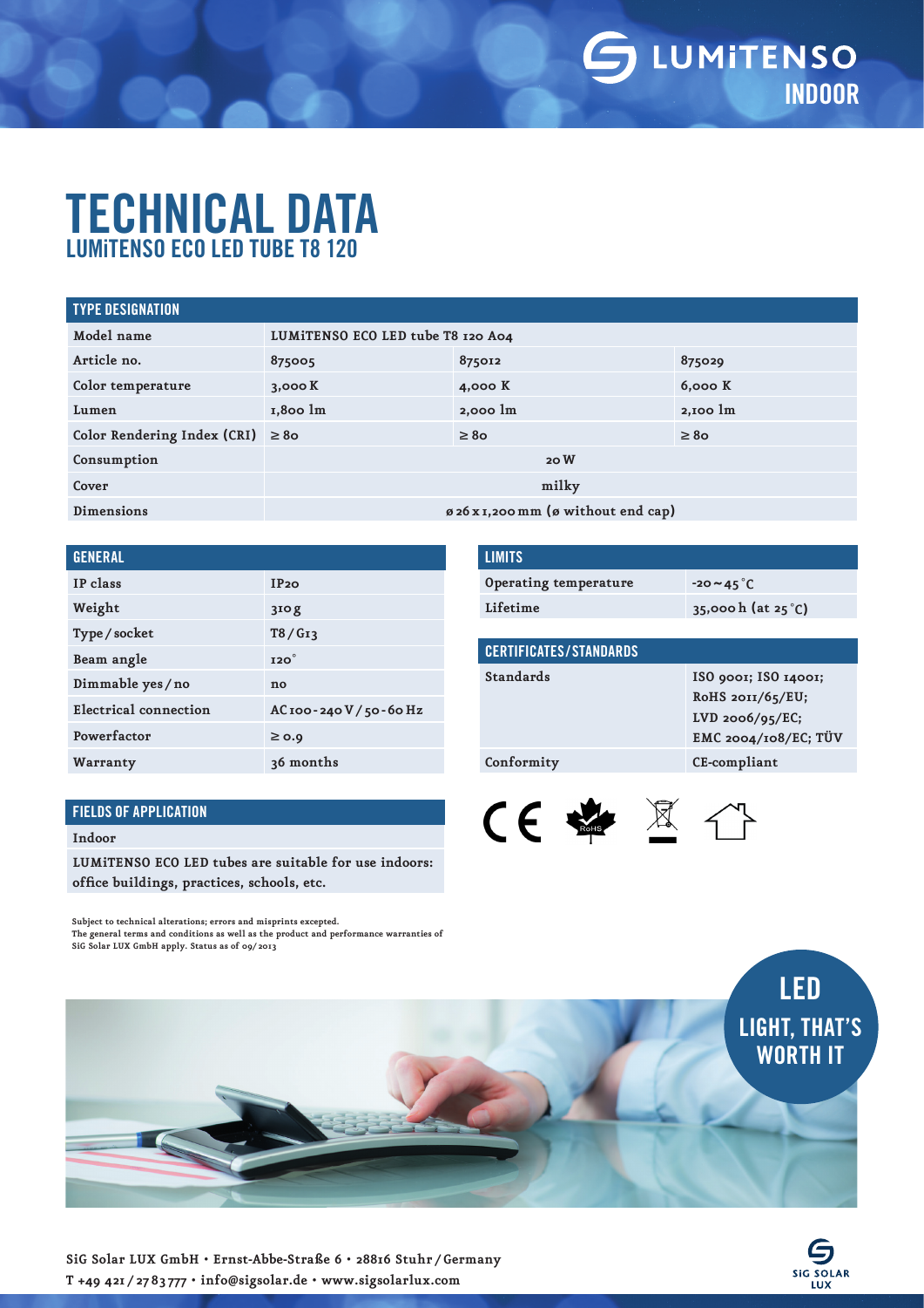# TECHNICAL DATA

## LUMiTENSO ECO LED TUBE T8 120

| TYPE DESIGNATION | | | |
|---|---|---|---|
| Model name | LUMiTENSO ECO LED tube T8 120 A04 | | |
| Article no. | 875005 | 875012 | 875029 |
| Color temperature | 3,000 K | 4,000 K | 6,000 K |
| Lumen | 1,800 lm | 2,000 lm | 2,100 lm |
| Color Rendering Index (CRI) | ≥ 80 | ≥ 80 | ≥ 80 |
| Consumption | 20 W | | |
| Cover | milky | | |
| Dimensions | ø 26 x 1,200 mm (ø without end cap) | | |

| GENERAL | |
|---|---|
| IP class | IP20 |
| Weight | 310 g |
| Type / socket | T8 / G13 |
| Beam angle | 120° |
| Dimmable yes / no | no |
| Electrical connection | AC 100 - 240 V / 50 - 60 Hz |
| Powerfactor | ≥ 0.9 |
| Warranty | 36 months |

| LIMITS | |
|---|---|
| Operating temperature | -20 ~ 45 °C |
| Lifetime | 35,000 h (at 25 °C) |

| CERTIFICATES / STANDARDS | |
|---|---|
| Standards | ISO 9001; ISO 14001; RoHS 2011/65/EU; LVD 2006/95/EC; EMC 2004/108/EC; TÜV |
| Conformity | CE-compliant |

### FIELDS OF APPLICATION

**Indoor**

LUMiTENSO ECO LED tubes are suitable for use indoors: office buildings, practices, schools, etc.

Subject to technical alterations; errors and misprints excepted.
The general terms and conditions as well as the product and performance warranties of SiG Solar LUX GmbH apply. Status as of 09/2013

LED LIGHT, THAT'S WORTH IT

SiG Solar LUX GmbH • Ernst-Abbe-Straße 6 • 28816 Stuhr / Germany
T +49 421 / 27 83 777 • info@sigsolar.de • www.sigsolarlux.com